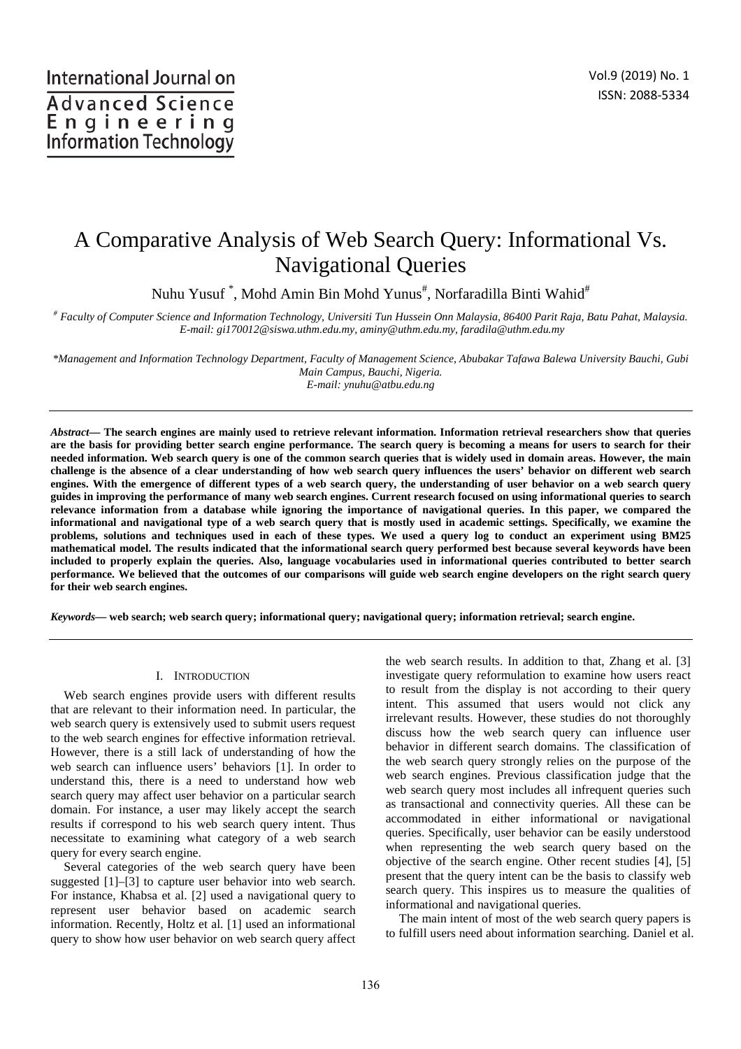# A Comparative Analysis of Web Search Query: Informational Vs. Navigational Queries

Nuhu Yusuf [*], Mohd Amin Bin Mohd Yunus[#], Norfaradilla Binti Wahid[#]

[#] *Faculty of Computer Science and Information Technology, Universiti Tun Hussein Onn Malaysia, 86400 Parit Raja, Batu Pahat, Malaysia.*
*E-mail: gi170012@siswa.uthm.edu.my, aminy@uthm.edu.my, faradila@uthm.edu.my*

*\*Management and Information Technology Department, Faculty of Management Science, Abubakar Tafawa Balewa University Bauchi, Gubi Main Campus, Bauchi, Nigeria.*
*E-mail: ynuhu@atbu.edu.ng*

***Abstract*— The search engines are mainly used to retrieve relevant information. Information retrieval researchers show that queries are the basis for providing better search engine performance. The search query is becoming a means for users to search for their needed information. Web search query is one of the common search queries that is widely used in domain areas. However, the main challenge is the absence of a clear understanding of how web search query influences the users' behavior on different web search engines. With the emergence of different types of a web search query, the understanding of user behavior on a web search query guides in improving the performance of many web search engines. Current research focused on using informational queries to search relevance information from a database while ignoring the importance of navigational queries. In this paper, we compared the informational and navigational type of a web search query that is mostly used in academic settings. Specifically, we examine the problems, solutions and techniques used in each of these types. We used a query log to conduct an experiment using BM25 mathematical model. The results indicated that the informational search query performed best because several keywords have been included to properly explain the queries. Also, language vocabularies used in informational queries contributed to better search performance. We believed that the outcomes of our comparisons will guide web search engine developers on the right search query for their web search engines.**

***Keywords*— web search; web search query; informational query; navigational query; information retrieval; search engine.**

## I. INTRODUCTION

Web search engines provide users with different results that are relevant to their information need. In particular, the web search query is extensively used to submit users request to the web search engines for effective information retrieval. However, there is a still lack of understanding of how the web search can influence users' behaviors [1]. In order to understand this, there is a need to understand how web search query may affect user behavior on a particular search domain. For instance, a user may likely accept the search results if correspond to his web search query intent. Thus necessitate to examining what category of a web search query for every search engine.

Several categories of the web search query have been suggested [1]–[3] to capture user behavior into web search. For instance, Khabsa et al. [2] used a navigational query to represent user behavior based on academic search information. Recently, Holtz et al. [1] used an informational query to show how user behavior on web search query affect the web search results. In addition to that, Zhang et al. [3] investigate query reformulation to examine how users react to result from the display is not according to their query intent. This assumed that users would not click any irrelevant results. However, these studies do not thoroughly discuss how the web search query can influence user behavior in different search domains. The classification of the web search query strongly relies on the purpose of the web search engines. Previous classification judge that the web search query most includes all infrequent queries such as transactional and connectivity queries. All these can be accommodated in either informational or navigational queries. Specifically, user behavior can be easily understood when representing the web search query based on the objective of the search engine. Other recent studies [4], [5] present that the query intent can be the basis to classify web search query. This inspires us to measure the qualities of informational and navigational queries.

The main intent of most of the web search query papers is to fulfill users need about information searching. Daniel et al.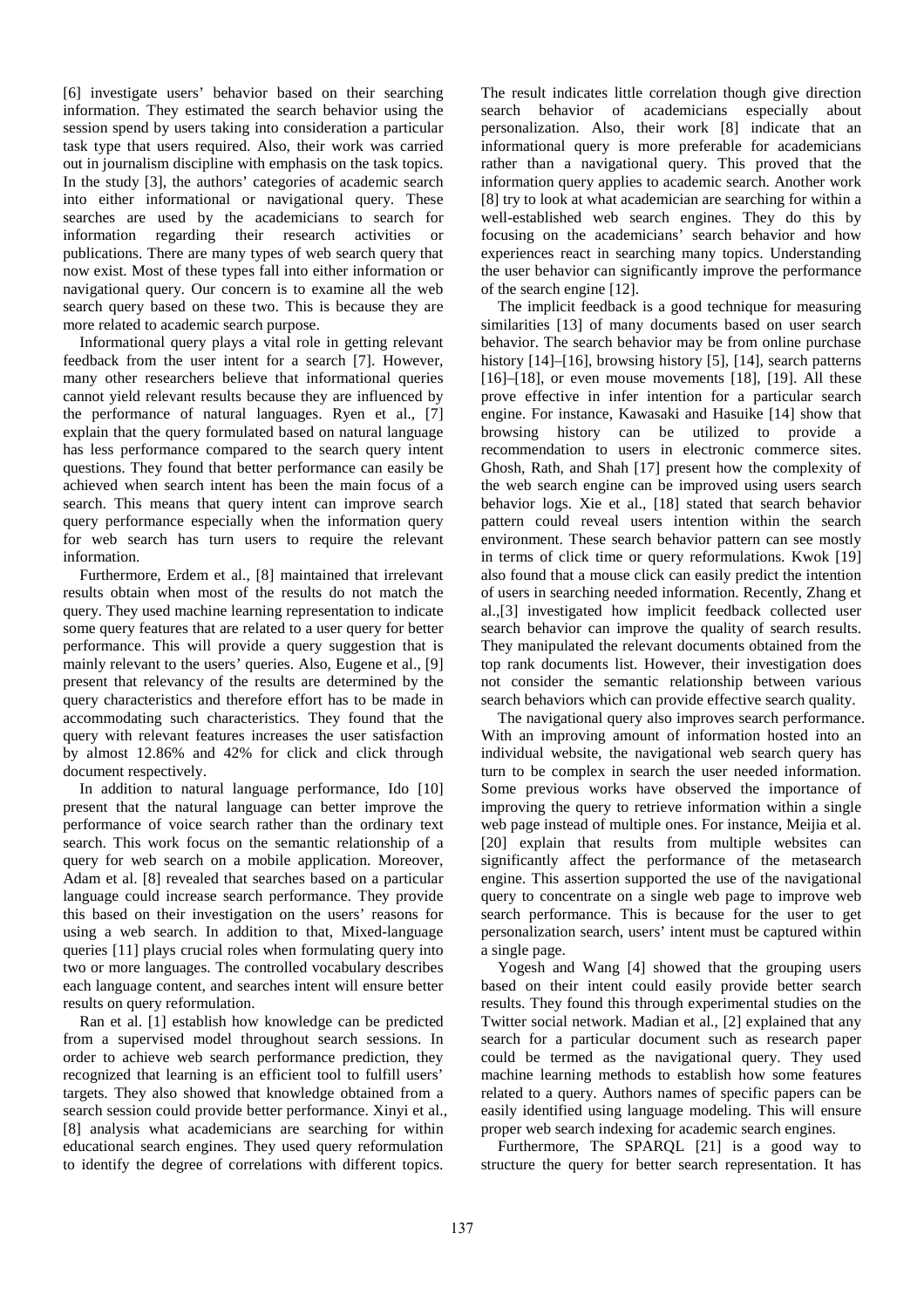[6] investigate users' behavior based on their searching information. They estimated the search behavior using the session spend by users taking into consideration a particular task type that users required. Also, their work was carried out in journalism discipline with emphasis on the task topics. In the study [3], the authors' categories of academic search into either informational or navigational query. These searches are used by the academicians to search for information regarding their research activities or publications. There are many types of web search query that now exist. Most of these types fall into either information or navigational query. Our concern is to examine all the web search query based on these two. This is because they are more related to academic search purpose.

Informational query plays a vital role in getting relevant feedback from the user intent for a search [7]. However, many other researchers believe that informational queries cannot yield relevant results because they are influenced by the performance of natural languages. Ryen et al., [7] explain that the query formulated based on natural language has less performance compared to the search query intent questions. They found that better performance can easily be achieved when search intent has been the main focus of a search. This means that query intent can improve search query performance especially when the information query for web search has turn users to require the relevant information.

Furthermore, Erdem et al., [8] maintained that irrelevant results obtain when most of the results do not match the query. They used machine learning representation to indicate some query features that are related to a user query for better performance. This will provide a query suggestion that is mainly relevant to the users' queries. Also, Eugene et al., [9] present that relevancy of the results are determined by the query characteristics and therefore effort has to be made in accommodating such characteristics. They found that the query with relevant features increases the user satisfaction by almost 12.86% and 42% for click and click through document respectively.

In addition to natural language performance, Ido [10] present that the natural language can better improve the performance of voice search rather than the ordinary text search. This work focus on the semantic relationship of a query for web search on a mobile application. Moreover, Adam et al. [8] revealed that searches based on a particular language could increase search performance. They provide this based on their investigation on the users' reasons for using a web search. In addition to that, Mixed-language queries [11] plays crucial roles when formulating query into two or more languages. The controlled vocabulary describes each language content, and searches intent will ensure better results on query reformulation.

Ran et al. [1] establish how knowledge can be predicted from a supervised model throughout search sessions. In order to achieve web search performance prediction, they recognized that learning is an efficient tool to fulfill users' targets. They also showed that knowledge obtained from a search session could provide better performance. Xinyi et al., [8] analysis what academicians are searching for within educational search engines. They used query reformulation to identify the degree of correlations with different topics. The result indicates little correlation though give direction search behavior of academicians especially about personalization. Also, their work [8] indicate that an informational query is more preferable for academicians rather than a navigational query. This proved that the information query applies to academic search. Another work [8] try to look at what academician are searching for within a well-established web search engines. They do this by focusing on the academicians' search behavior and how experiences react in searching many topics. Understanding the user behavior can significantly improve the performance of the search engine [12].

The implicit feedback is a good technique for measuring similarities [13] of many documents based on user search behavior. The search behavior may be from online purchase history [14]–[16], browsing history [5], [14], search patterns [16]–[18], or even mouse movements [18], [19]. All these prove effective in infer intention for a particular search engine. For instance, Kawasaki and Hasuike [14] show that browsing history can be utilized to provide a recommendation to users in electronic commerce sites. Ghosh, Rath, and Shah [17] present how the complexity of the web search engine can be improved using users search behavior logs. Xie et al., [18] stated that search behavior pattern could reveal users intention within the search environment. These search behavior pattern can see mostly in terms of click time or query reformulations. Kwok [19] also found that a mouse click can easily predict the intention of users in searching needed information. Recently, Zhang et al.,[3] investigated how implicit feedback collected user search behavior can improve the quality of search results. They manipulated the relevant documents obtained from the top rank documents list. However, their investigation does not consider the semantic relationship between various search behaviors which can provide effective search quality.

The navigational query also improves search performance. With an improving amount of information hosted into an individual website, the navigational web search query has turn to be complex in search the user needed information. Some previous works have observed the importance of improving the query to retrieve information within a single web page instead of multiple ones. For instance, Meijia et al. [20] explain that results from multiple websites can significantly affect the performance of the metasearch engine. This assertion supported the use of the navigational query to concentrate on a single web page to improve web search performance. This is because for the user to get personalization search, users' intent must be captured within a single page.

Yogesh and Wang [4] showed that the grouping users based on their intent could easily provide better search results. They found this through experimental studies on the Twitter social network. Madian et al., [2] explained that any search for a particular document such as research paper could be termed as the navigational query. They used machine learning methods to establish how some features related to a query. Authors names of specific papers can be easily identified using language modeling. This will ensure proper web search indexing for academic search engines.

Furthermore, The SPARQL [21] is a good way to structure the query for better search representation. It has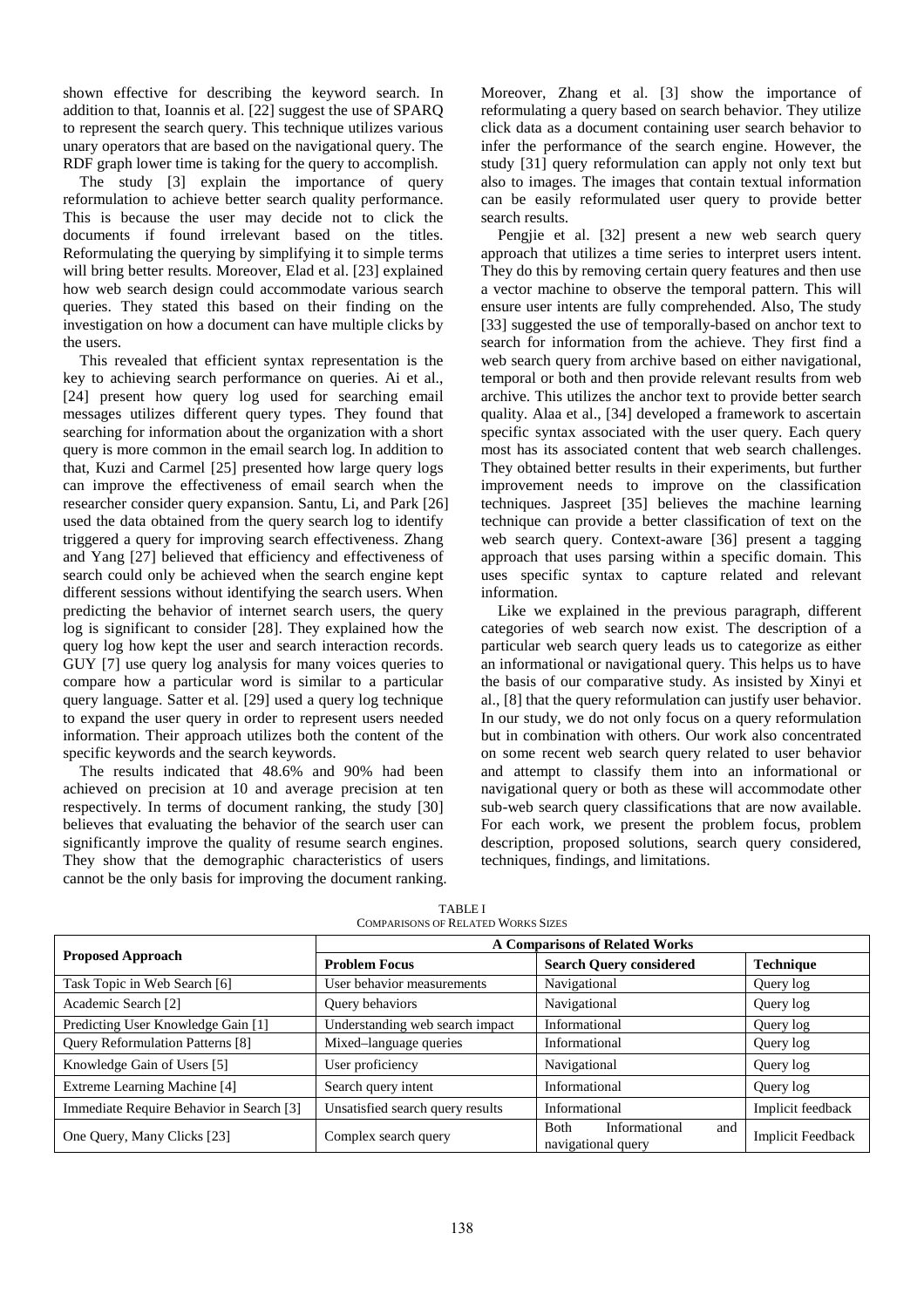shown effective for describing the keyword search. In addition to that, Ioannis et al. [22] suggest the use of SPARQ to represent the search query. This technique utilizes various unary operators that are based on the navigational query. The RDF graph lower time is taking for the query to accomplish.

The study [3] explain the importance of query reformulation to achieve better search quality performance. This is because the user may decide not to click the documents if found irrelevant based on the titles. Reformulating the querying by simplifying it to simple terms will bring better results. Moreover, Elad et al. [23] explained how web search design could accommodate various search queries. They stated this based on their finding on the investigation on how a document can have multiple clicks by the users.

This revealed that efficient syntax representation is the key to achieving search performance on queries. Ai et al., [24] present how query log used for searching email messages utilizes different query types. They found that searching for information about the organization with a short query is more common in the email search log. In addition to that, Kuzi and Carmel [25] presented how large query logs can improve the effectiveness of email search when the researcher consider query expansion. Santu, Li, and Park [26] used the data obtained from the query search log to identify triggered a query for improving search effectiveness. Zhang and Yang [27] believed that efficiency and effectiveness of search could only be achieved when the search engine kept different sessions without identifying the search users. When predicting the behavior of internet search users, the query log is significant to consider [28]. They explained how the query log how kept the user and search interaction records. GUY [7] use query log analysis for many voices queries to compare how a particular word is similar to a particular query language. Satter et al. [29] used a query log technique to expand the user query in order to represent users needed information. Their approach utilizes both the content of the specific keywords and the search keywords.

The results indicated that 48.6% and 90% had been achieved on precision at 10 and average precision at ten respectively. In terms of document ranking, the study [30] believes that evaluating the behavior of the search user can significantly improve the quality of resume search engines. They show that the demographic characteristics of users cannot be the only basis for improving the document ranking. Moreover, Zhang et al. [3] show the importance of reformulating a query based on search behavior. They utilize click data as a document containing user search behavior to infer the performance of the search engine. However, the study [31] query reformulation can apply not only text but also to images. The images that contain textual information can be easily reformulated user query to provide better search results.

Pengjie et al. [32] present a new web search query approach that utilizes a time series to interpret users intent. They do this by removing certain query features and then use a vector machine to observe the temporal pattern. This will ensure user intents are fully comprehended. Also, The study [33] suggested the use of temporally-based on anchor text to search for information from the achieve. They first find a web search query from archive based on either navigational, temporal or both and then provide relevant results from web archive. This utilizes the anchor text to provide better search quality. Alaa et al., [34] developed a framework to ascertain specific syntax associated with the user query. Each query most has its associated content that web search challenges. They obtained better results in their experiments, but further improvement needs to improve on the classification techniques. Jaspreet [35] believes the machine learning technique can provide a better classification of text on the web search query. Context-aware [36] present a tagging approach that uses parsing within a specific domain. This uses specific syntax to capture related and relevant information.

Like we explained in the previous paragraph, different categories of web search now exist. The description of a particular web search query leads us to categorize as either an informational or navigational query. This helps us to have the basis of our comparative study. As insisted by Xinyi et al., [8] that the query reformulation can justify user behavior. In our study, we do not only focus on a query reformulation but in combination with others. Our work also concentrated on some recent web search query related to user behavior and attempt to classify them into an informational or navigational query or both as these will accommodate other sub-web search query classifications that are now available. For each work, we present the problem focus, problem description, proposed solutions, search query considered, techniques, findings, and limitations.

TABLE I
COMPARISONS OF RELATED WORKS SIZES

| Proposed Approach | A Comparisons of Related Works | | |
|---|---|---|---|
| | **Problem Focus** | **Search Query considered** | **Technique** |
| Task Topic in Web Search [6] | User behavior measurements | Navigational | Query log |
| Academic Search [2] | Query behaviors | Navigational | Query log |
| Predicting User Knowledge Gain [1] | Understanding web search impact | Informational | Query log |
| Query Reformulation Patterns [8] | Mixed–language queries | Informational | Query log |
| Knowledge Gain of Users [5] | User proficiency | Navigational | Query log |
| Extreme Learning Machine [4] | Search query intent | Informational | Query log |
| Immediate Require Behavior in Search [3] | Unsatisfied search query results | Informational | Implicit feedback |
| One Query, Many Clicks [23] | Complex search query | Both Informational and navigational query | Implicit Feedback |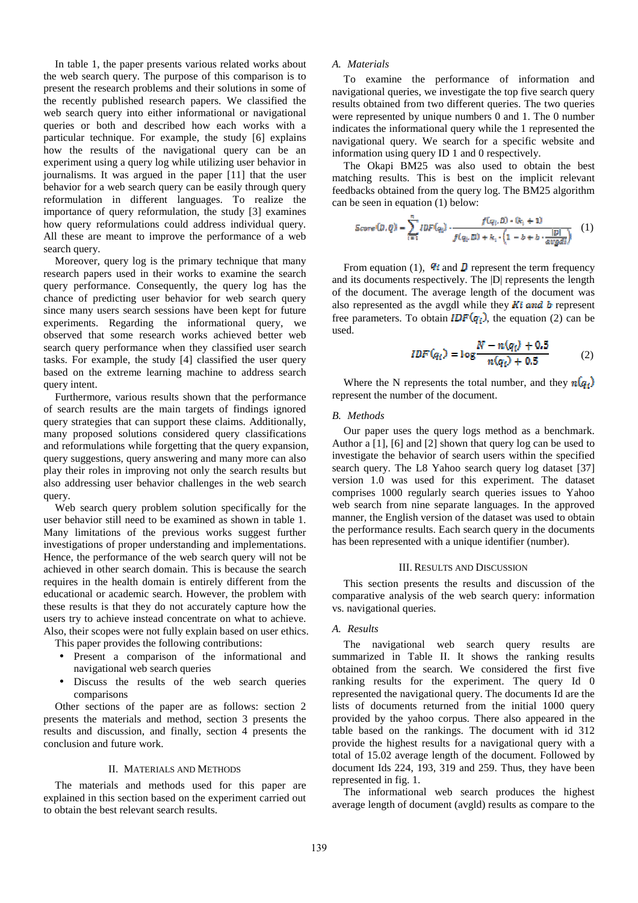In table 1, the paper presents various related works about the web search query. The purpose of this comparison is to present the research problems and their solutions in some of the recently published research papers. We classified the web search query into either informational or navigational queries or both and described how each works with a particular technique. For example, the study [6] explains how the results of the navigational query can be an experiment using a query log while utilizing user behavior in journalisms. It was argued in the paper [11] that the user behavior for a web search query can be easily through query reformulation in different languages. To realize the importance of query reformulation, the study [3] examines how query reformulations could address individual query. All these are meant to improve the performance of a web search query.

Moreover, query log is the primary technique that many research papers used in their works to examine the search query performance. Consequently, the query log has the chance of predicting user behavior for web search query since many users search sessions have been kept for future experiments. Regarding the informational query, we observed that some research works achieved better web search query performance when they classified user search tasks. For example, the study [4] classified the user query based on the extreme learning machine to address search query intent.

Furthermore, various results shown that the performance of search results are the main targets of findings ignored query strategies that can support these claims. Additionally, many proposed solutions considered query classifications and reformulations while forgetting that the query expansion, query suggestions, query answering and many more can also play their roles in improving not only the search results but also addressing user behavior challenges in the web search query.

Web search query problem solution specifically for the user behavior still need to be examined as shown in table 1. Many limitations of the previous works suggest further investigations of proper understanding and implementations. Hence, the performance of the web search query will not be achieved in other search domain. This is because the search requires in the health domain is entirely different from the educational or academic search. However, the problem with these results is that they do not accurately capture how the users try to achieve instead concentrate on what to achieve. Also, their scopes were not fully explain based on user ethics.

This paper provides the following contributions:

- Present a comparison of the informational and navigational web search queries
- Discuss the results of the web search queries comparisons

Other sections of the paper are as follows: section 2 presents the materials and method, section 3 presents the results and discussion, and finally, section 4 presents the conclusion and future work.

## II. Materials and Methods

The materials and methods used for this paper are explained in this section based on the experiment carried out to obtain the best relevant search results.

### A. Materials

To examine the performance of information and navigational queries, we investigate the top five search query results obtained from two different queries. The two queries were represented by unique numbers 0 and 1. The 0 number indicates the informational query while the 1 represented the navigational query. We search for a specific website and information using query ID 1 and 0 respectively.

The Okapi BM25 was also used to obtain the best matching results. This is best on the implicit relevant feedbacks obtained from the query log. The BM25 algorithm can be seen in equation (1) below:

$$Score(D,Q) = \sum_{i=1}^{n} IDF(q_i) \cdot \frac{f(q_i,D) \cdot (k_1+1)}{f(q_i,D) + k_1 \cdot \left(1 - b + b \cdot \frac{|D|}{avgdl}\right)} \quad (1)$$

From equation (1), $q_i$ and $D$ represent the term frequency and its documents respectively. The |D| represents the length of the document. The average length of the document was also represented as the avgdl while they $Ki$ and $b$ represent free parameters. To obtain $IDF(q_i)$, the equation (2) can be used.

$$IDF(q_i) = \log \frac{N - n(q_i) + 0.5}{n(q_i) + 0.5} \quad (2)$$

Where the N represents the total number, and they $n(q_i)$ represent the number of the document.

### B. Methods

Our paper uses the query logs method as a benchmark. Author a [1], [6] and [2] shown that query log can be used to investigate the behavior of search users within the specified search query. The L8 Yahoo search query log dataset [37] version 1.0 was used for this experiment. The dataset comprises 1000 regularly search queries issues to Yahoo web search from nine separate languages. In the approved manner, the English version of the dataset was used to obtain the performance results. Each search query in the documents has been represented with a unique identifier (number).

## III. Results and Discussion

This section presents the results and discussion of the comparative analysis of the web search query: information vs. navigational queries.

### A. Results

The navigational web search query results are summarized in Table II. It shows the ranking results obtained from the search. We considered the first five ranking results for the experiment. The query Id 0 represented the navigational query. The documents Id are the lists of documents returned from the initial 1000 query provided by the yahoo corpus. There also appeared in the table based on the rankings. The document with id 312 provide the highest results for a navigational query with a total of 15.02 average length of the document. Followed by document Ids 224, 193, 319 and 259. Thus, they have been represented in fig. 1.

The informational web search produces the highest average length of document (avgld) results as compare to the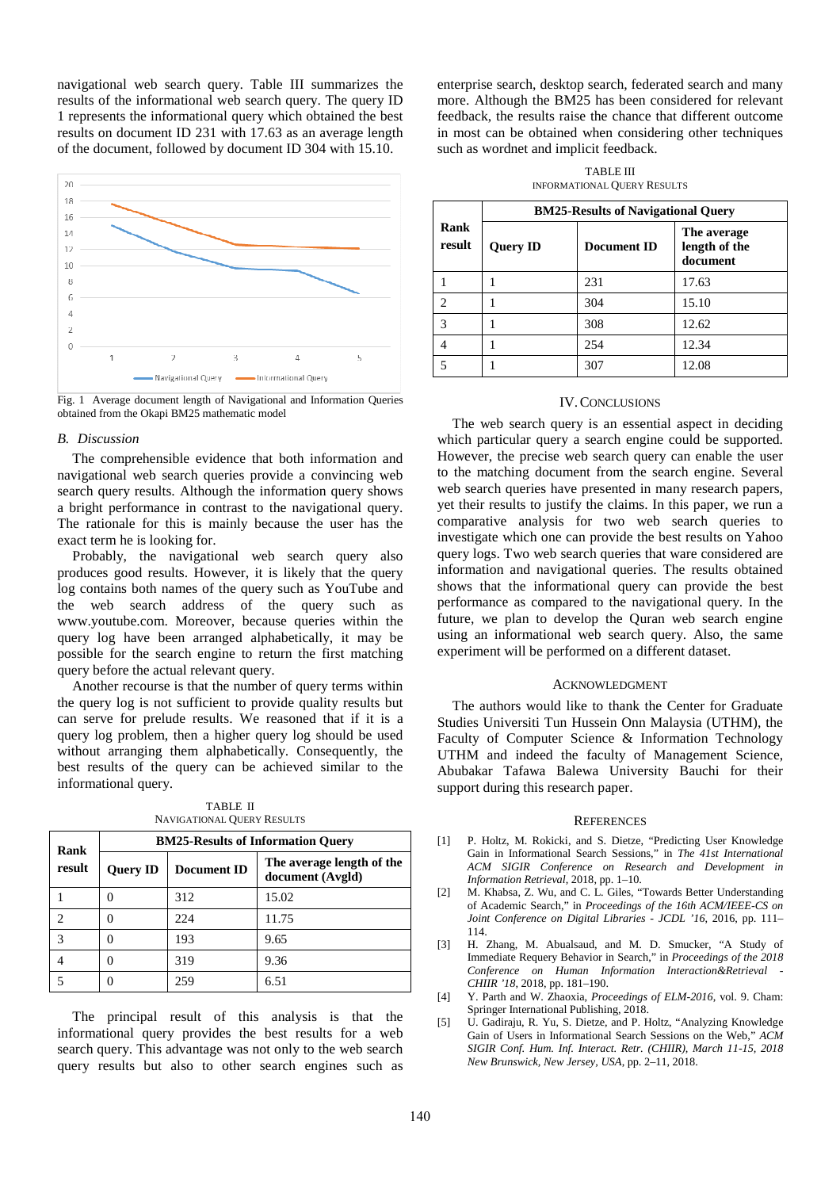navigational web search query. Table III summarizes the results of the informational web search query. The query ID 1 represents the informational query which obtained the best results on document ID 231 with 17.63 as an average length of the document, followed by document ID 304 with 15.10.

Fig. 1 Average document length of Navigational and Information Queries obtained from the Okapi BM25 mathematic model

### B. Discussion

The comprehensible evidence that both information and navigational web search queries provide a convincing web search query results. Although the information query shows a bright performance in contrast to the navigational query. The rationale for this is mainly because the user has the exact term he is looking for.

Probably, the navigational web search query also produces good results. However, it is likely that the query log contains both names of the query such as YouTube and the web search address of the query such as www.youtube.com. Moreover, because queries within the query log have been arranged alphabetically, it may be possible for the search engine to return the first matching query before the actual relevant query.

Another recourse is that the number of query terms within the query log is not sufficient to provide quality results but can serve for prelude results. We reasoned that if it is a query log problem, then a higher query log should be used without arranging them alphabetically. Consequently, the best results of the query can be achieved similar to the informational query.

TABLE II
NAVIGATIONAL QUERY RESULTS

| Rank result | BM25-Results of Information Query | | |
|---|---|---|---|
| | Query ID | Document ID | The average length of the document (Avgld) |
| 1 | 0 | 312 | 15.02 |
| 2 | 0 | 224 | 11.75 |
| 3 | 0 | 193 | 9.65 |
| 4 | 0 | 319 | 9.36 |
| 5 | 0 | 259 | 6.51 |

The principal result of this analysis is that the informational query provides the best results for a web search query. This advantage was not only to the web search query results but also to other search engines such as enterprise search, desktop search, federated search and many more. Although the BM25 has been considered for relevant feedback, the results raise the chance that different outcome in most can be obtained when considering other techniques such as wordnet and implicit feedback.

TABLE III
INFORMATIONAL QUERY RESULTS

| Rank result | BM25-Results of Navigational Query | | |
|---|---|---|---|
| | Query ID | Document ID | The average length of the document |
| 1 | 1 | 231 | 17.63 |
| 2 | 1 | 304 | 15.10 |
| 3 | 1 | 308 | 12.62 |
| 4 | 1 | 254 | 12.34 |
| 5 | 1 | 307 | 12.08 |

## IV. CONCLUSIONS

The web search query is an essential aspect in deciding which particular query a search engine could be supported. However, the precise web search query can enable the user to the matching document from the search engine. Several web search queries have presented in many research papers, yet their results to justify the claims. In this paper, we run a comparative analysis for two web search queries to investigate which one can provide the best results on Yahoo query logs. Two web search queries that ware considered are information and navigational queries. The results obtained shows that the informational query can provide the best performance as compared to the navigational query. In the future, we plan to develop the Quran web search engine using an informational web search query. Also, the same experiment will be performed on a different dataset.

## ACKNOWLEDGMENT

The authors would like to thank the Center for Graduate Studies Universiti Tun Hussein Onn Malaysia (UTHM), the Faculty of Computer Science & Information Technology UTHM and indeed the faculty of Management Science, Abubakar Tafawa Balewa University Bauchi for their support during this research paper.

## REFERENCES

[1] P. Holtz, M. Rokicki, and S. Dietze, "Predicting User Knowledge Gain in Informational Search Sessions," in *The 41st International ACM SIGIR Conference on Research and Development in Information Retrieval*, 2018, pp. 1–10.

[2] M. Khabsa, Z. Wu, and C. L. Giles, "Towards Better Understanding of Academic Search," in *Proceedings of the 16th ACM/IEEE-CS on Joint Conference on Digital Libraries - JCDL '16*, 2016, pp. 111–114.

[3] H. Zhang, M. Abualsaud, and M. D. Smucker, "A Study of Immediate Requery Behavior in Search," in *Proceedings of the 2018 Conference on Human Information Interaction&Retrieval - CHIIR '18*, 2018, pp. 181–190.

[4] Y. Parth and W. Zhaoxia, *Proceedings of ELM-2016*, vol. 9. Cham: Springer International Publishing, 2018.

[5] U. Gadiraju, R. Yu, S. Dietze, and P. Holtz, "Analyzing Knowledge Gain of Users in Informational Search Sessions on the Web," *ACM SIGIR Conf. Hum. Inf. Interact. Retr. (CHIIR), March 11-15, 2018 New Brunswick, New Jersey, USA*, pp. 2–11, 2018.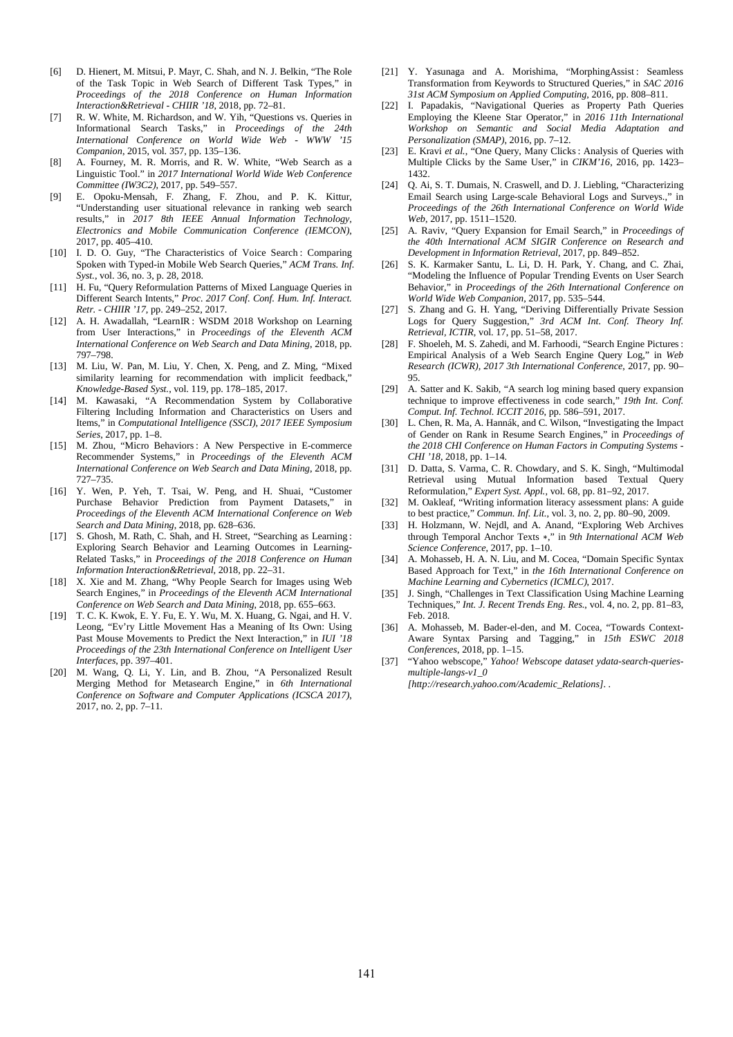[6] D. Hienert, M. Mitsui, P. Mayr, C. Shah, and N. J. Belkin, "The Role of the Task Topic in Web Search of Different Task Types," in *Proceedings of the 2018 Conference on Human Information Interaction&Retrieval - CHIIR '18*, 2018, pp. 72–81.

[7] R. W. White, M. Richardson, and W. Yih, "Questions vs. Queries in Informational Search Tasks," in *Proceedings of the 24th International Conference on World Wide Web - WWW '15 Companion*, 2015, vol. 357, pp. 135–136.

[8] A. Fourney, M. R. Morris, and R. W. White, "Web Search as a Linguistic Tool." in *2017 International World Wide Web Conference Committee (IW3C2)*, 2017, pp. 549–557.

[9] E. Opoku-Mensah, F. Zhang, F. Zhou, and P. K. Kittur, "Understanding user situational relevance in ranking web search results," in *2017 8th IEEE Annual Information Technology, Electronics and Mobile Communication Conference (IEMCON)*, 2017, pp. 405–410.

[10] I. D. O. Guy, "The Characteristics of Voice Search : Comparing Spoken with Typed-in Mobile Web Search Queries," *ACM Trans. Inf. Syst.*, vol. 36, no. 3, p. 28, 2018.

[11] H. Fu, "Query Reformulation Patterns of Mixed Language Queries in Different Search Intents," *Proc. 2017 Conf. Conf. Hum. Inf. Interact. Retr. - CHIIR '17*, pp. 249–252, 2017.

[12] A. H. Awadallah, "LearnIR : WSDM 2018 Workshop on Learning from User Interactions," in *Proceedings of the Eleventh ACM International Conference on Web Search and Data Mining*, 2018, pp. 797–798.

[13] M. Liu, W. Pan, M. Liu, Y. Chen, X. Peng, and Z. Ming, "Mixed similarity learning for recommendation with implicit feedback," *Knowledge-Based Syst.*, vol. 119, pp. 178–185, 2017.

[14] M. Kawasaki, "A Recommendation System by Collaborative Filtering Including Information and Characteristics on Users and Items," in *Computational Intelligence (SSCI), 2017 IEEE Symposium Series*, 2017, pp. 1–8.

[15] M. Zhou, "Micro Behaviors : A New Perspective in E-commerce Recommender Systems," in *Proceedings of the Eleventh ACM International Conference on Web Search and Data Mining*, 2018, pp. 727–735.

[16] Y. Wen, P. Yeh, T. Tsai, W. Peng, and H. Shuai, "Customer Purchase Behavior Prediction from Payment Datasets," in *Proceedings of the Eleventh ACM International Conference on Web Search and Data Mining*, 2018, pp. 628–636.

[17] S. Ghosh, M. Rath, C. Shah, and H. Street, "Searching as Learning : Exploring Search Behavior and Learning Outcomes in Learning-Related Tasks," in *Proceedings of the 2018 Conference on Human Information Interaction&Retrieval*, 2018, pp. 22–31.

[18] X. Xie and M. Zhang, "Why People Search for Images using Web Search Engines," in *Proceedings of the Eleventh ACM International Conference on Web Search and Data Mining*, 2018, pp. 655–663.

[19] T. C. K. Kwok, E. Y. Fu, E. Y. Wu, M. X. Huang, G. Ngai, and H. V. Leong, "Ev'ry Little Movement Has a Meaning of Its Own: Using Past Mouse Movements to Predict the Next Interaction," in *IUI '18 Proceedings of the 23th International Conference on Intelligent User Interfaces*, pp. 397–401.

[20] M. Wang, Q. Li, Y. Lin, and B. Zhou, "A Personalized Result Merging Method for Metasearch Engine," in *6th International Conference on Software and Computer Applications (ICSCA 2017)*, 2017, no. 2, pp. 7–11.

[21] Y. Yasunaga and A. Morishima, "MorphingAssist : Seamless Transformation from Keywords to Structured Queries," in *SAC 2016 31st ACM Symposium on Applied Computing*, 2016, pp. 808–811.

[22] I. Papadakis, "Navigational Queries as Property Path Queries Employing the Kleene Star Operator," in *2016 11th International Workshop on Semantic and Social Media Adaptation and Personalization (SMAP)*, 2016, pp. 7–12.

[23] E. Kravi *et al.*, "One Query, Many Clicks : Analysis of Queries with Multiple Clicks by the Same User," in *CIKM'16*, 2016, pp. 1423–1432.

[24] Q. Ai, S. T. Dumais, N. Craswell, and D. J. Liebling, "Characterizing Email Search using Large-scale Behavioral Logs and Surveys.," in *Proceedings of the 26th International Conference on World Wide Web*, 2017, pp. 1511–1520.

[25] A. Raviv, "Query Expansion for Email Search," in *Proceedings of the 40th International ACM SIGIR Conference on Research and Development in Information Retrieval*, 2017, pp. 849–852.

[26] S. K. Karmaker Santu, L. Li, D. H. Park, Y. Chang, and C. Zhai, "Modeling the Influence of Popular Trending Events on User Search Behavior," in *Proceedings of the 26th International Conference on World Wide Web Companion*, 2017, pp. 535–544.

[27] S. Zhang and G. H. Yang, "Deriving Differentially Private Session Logs for Query Suggestion," *3rd ACM Int. Conf. Theory Inf. Retrieval, ICTIR*, vol. 17, pp. 51–58, 2017.

[28] F. Shoeleh, M. S. Zahedi, and M. Farhoodi, "Search Engine Pictures : Empirical Analysis of a Web Search Engine Query Log," in *Web Research (ICWR), 2017 3th International Conference*, 2017, pp. 90–95.

[29] A. Satter and K. Sakib, "A search log mining based query expansion technique to improve effectiveness in code search," *19th Int. Conf. Comput. Inf. Technol. ICCIT 2016*, pp. 586–591, 2017.

[30] L. Chen, R. Ma, A. Hannák, and C. Wilson, "Investigating the Impact of Gender on Rank in Resume Search Engines," in *Proceedings of the 2018 CHI Conference on Human Factors in Computing Systems - CHI '18*, 2018, pp. 1–14.

[31] D. Datta, S. Varma, C. R. Chowdary, and S. K. Singh, "Multimodal Retrieval using Mutual Information based Textual Query Reformulation," *Expert Syst. Appl.*, vol. 68, pp. 81–92, 2017.

[32] M. Oakleaf, "Writing information literacy assessment plans: A guide to best practice," *Commun. Inf. Lit.*, vol. 3, no. 2, pp. 80–90, 2009.

[33] H. Holzmann, W. Nejdl, and A. Anand, "Exploring Web Archives through Temporal Anchor Texts ∗," in *9th International ACM Web Science Conference*, 2017, pp. 1–10.

[34] A. Mohasseb, H. A. N. Liu, and M. Cocea, "Domain Specific Syntax Based Approach for Text," in *the 16th International Conference on Machine Learning and Cybernetics (ICMLC)*, 2017.

[35] J. Singh, "Challenges in Text Classification Using Machine Learning Techniques," *Int. J. Recent Trends Eng. Res.*, vol. 4, no. 2, pp. 81–83, Feb. 2018.

[36] A. Mohasseb, M. Bader-el-den, and M. Cocea, "Towards Context-Aware Syntax Parsing and Tagging," in *15th ESWC 2018 Conferences*, 2018, pp. 1–15.

[37] "Yahoo webscope," *Yahoo! Webscope dataset ydata-search-queries-multiple-langs-v1_0 [http://research.yahoo.com/Academic_Relations]*. .